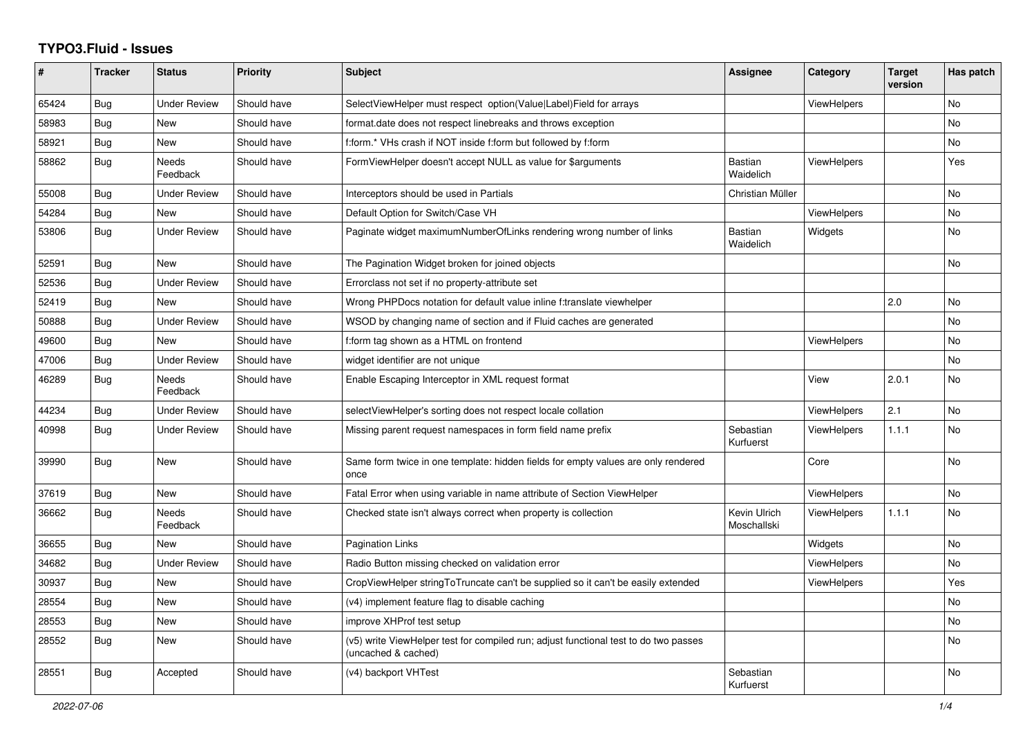# TYPO3.Fluid - Issues

| # | Tracker | Status | Priority | Subject | Assignee | Category | Target version | Has patch |
|---|---|---|---|---|---|---|---|---|
| 65424 | Bug | Under Review | Should have | SelectViewHelper must respect option(Value|Label)Field for arrays | | ViewHelpers | | No |
| 58983 | Bug | New | Should have | format.date does not respect linebreaks and throws exception | | | | No |
| 58921 | Bug | New | Should have | f:form.* VHs crash if NOT inside f:form but followed by f:form | | | | No |
| 58862 | Bug | Needs Feedback | Should have | FormViewHelper doesn't accept NULL as value for $arguments | Bastian Waidelich | ViewHelpers | | Yes |
| 55008 | Bug | Under Review | Should have | Interceptors should be used in Partials | Christian Müller | | | No |
| 54284 | Bug | New | Should have | Default Option for Switch/Case VH | | ViewHelpers | | No |
| 53806 | Bug | Under Review | Should have | Paginate widget maximumNumberOfLinks rendering wrong number of links | Bastian Waidelich | Widgets | | No |
| 52591 | Bug | New | Should have | The Pagination Widget broken for joined objects | | | | No |
| 52536 | Bug | Under Review | Should have | Errorclass not set if no property-attribute set | | | | |
| 52419 | Bug | New | Should have | Wrong PHPDocs notation for default value inline f:translate viewhelper | | | 2.0 | No |
| 50888 | Bug | Under Review | Should have | WSOD by changing name of section and if Fluid caches are generated | | | | No |
| 49600 | Bug | New | Should have | f:form tag shown as a HTML on frontend | | ViewHelpers | | No |
| 47006 | Bug | Under Review | Should have | widget identifier are not unique | | | | No |
| 46289 | Bug | Needs Feedback | Should have | Enable Escaping Interceptor in XML request format | | View | 2.0.1 | No |
| 44234 | Bug | Under Review | Should have | selectViewHelper's sorting does not respect locale collation | | ViewHelpers | 2.1 | No |
| 40998 | Bug | Under Review | Should have | Missing parent request namespaces in form field name prefix | Sebastian Kurfuerst | ViewHelpers | 1.1.1 | No |
| 39990 | Bug | New | Should have | Same form twice in one template: hidden fields for empty values are only rendered once | | Core | | No |
| 37619 | Bug | New | Should have | Fatal Error when using variable in name attribute of Section ViewHelper | | ViewHelpers | | No |
| 36662 | Bug | Needs Feedback | Should have | Checked state isn't always correct when property is collection | Kevin Ulrich Moschallski | ViewHelpers | 1.1.1 | No |
| 36655 | Bug | New | Should have | Pagination Links | | Widgets | | No |
| 34682 | Bug | Under Review | Should have | Radio Button missing checked on validation error | | ViewHelpers | | No |
| 30937 | Bug | New | Should have | CropViewHelper stringToTruncate can't be supplied so it can't be easily extended | | ViewHelpers | | Yes |
| 28554 | Bug | New | Should have | (v4) implement feature flag to disable caching | | | | No |
| 28553 | Bug | New | Should have | improve XHProf test setup | | | | No |
| 28552 | Bug | New | Should have | (v5) write ViewHelper test for compiled run; adjust functional test to do two passes (uncached & cached) | | | | No |
| 28551 | Bug | Accepted | Should have | (v4) backport VHTest | Sebastian Kurfuerst | | | No |

2022-07-06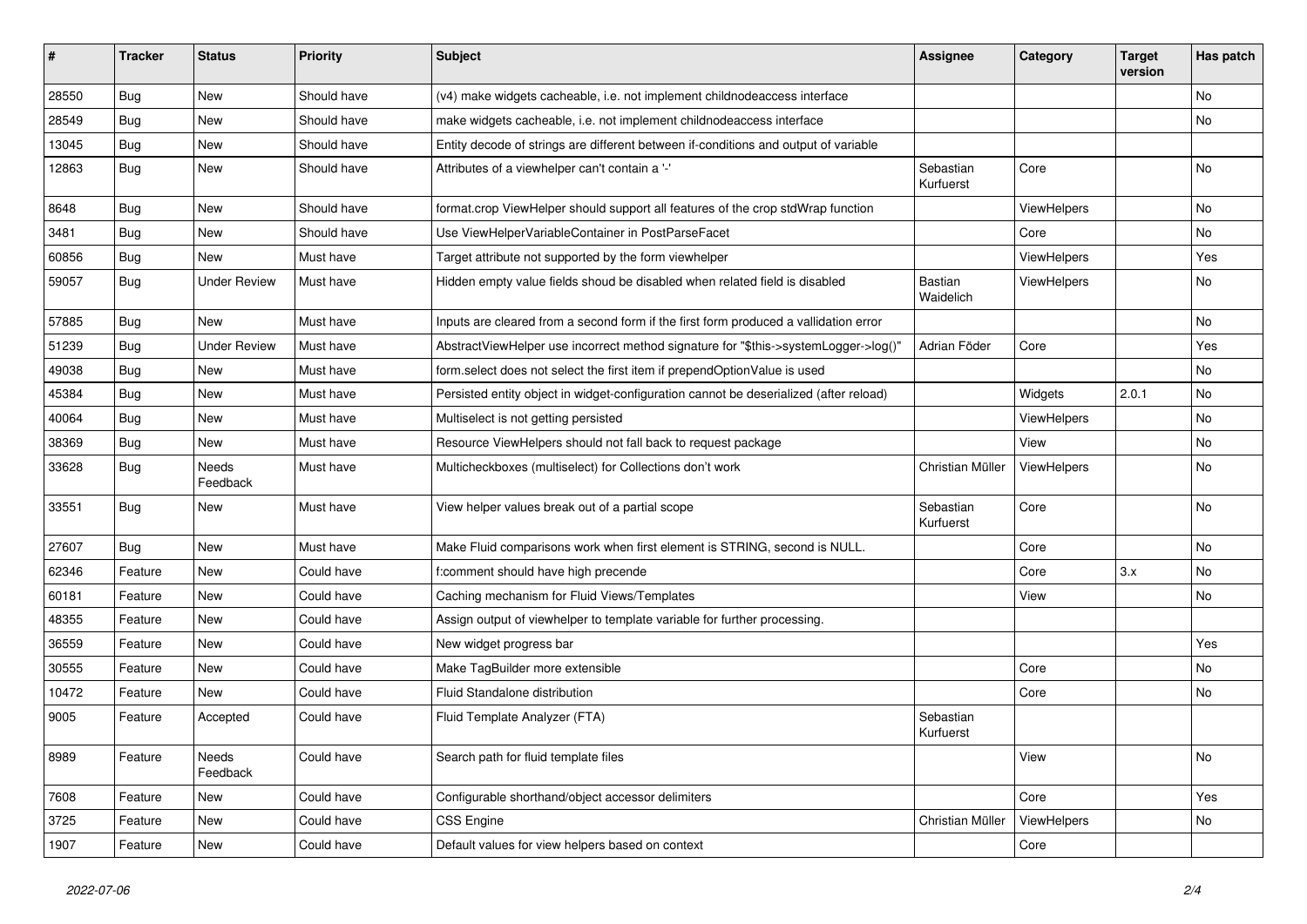| # | Tracker | Status | Priority | Subject | Assignee | Category | Target version | Has patch |
|---|---|---|---|---|---|---|---|---|
| 28550 | Bug | New | Should have | (v4) make widgets cacheable, i.e. not implement childnodeaccess interface | | | | No |
| 28549 | Bug | New | Should have | make widgets cacheable, i.e. not implement childnodeaccess interface | | | | No |
| 13045 | Bug | New | Should have | Entity decode of strings are different between if-conditions and output of variable | | | | |
| 12863 | Bug | New | Should have | Attributes of a viewhelper can't contain a '-' | Sebastian Kurfuerst | Core | | No |
| 8648 | Bug | New | Should have | format.crop ViewHelper should support all features of the crop stdWrap function | | ViewHelpers | | No |
| 3481 | Bug | New | Should have | Use ViewHelperVariableContainer in PostParseFacet | | Core | | No |
| 60856 | Bug | New | Must have | Target attribute not supported by the form viewhelper | | ViewHelpers | | Yes |
| 59057 | Bug | Under Review | Must have | Hidden empty value fields shoud be disabled when related field is disabled | Bastian Waidelich | ViewHelpers | | No |
| 57885 | Bug | New | Must have | Inputs are cleared from a second form if the first form produced a vallidation error | | | | No |
| 51239 | Bug | Under Review | Must have | AbstractViewHelper use incorrect method signature for "$this->systemLogger->log()" | Adrian Föder | Core | | Yes |
| 49038 | Bug | New | Must have | form.select does not select the first item if prependOptionValue is used | | | | No |
| 45384 | Bug | New | Must have | Persisted entity object in widget-configuration cannot be deserialized (after reload) | | Widgets | 2.0.1 | No |
| 40064 | Bug | New | Must have | Multiselect is not getting persisted | | ViewHelpers | | No |
| 38369 | Bug | New | Must have | Resource ViewHelpers should not fall back to request package | | View | | No |
| 33628 | Bug | Needs Feedback | Must have | Multicheckboxes (multiselect) for Collections don't work | Christian Müller | ViewHelpers | | No |
| 33551 | Bug | New | Must have | View helper values break out of a partial scope | Sebastian Kurfuerst | Core | | No |
| 27607 | Bug | New | Must have | Make Fluid comparisons work when first element is STRING, second is NULL. | | Core | | No |
| 62346 | Feature | New | Could have | f:comment should have high precende | | Core | 3.x | No |
| 60181 | Feature | New | Could have | Caching mechanism for Fluid Views/Templates | | View | | No |
| 48355 | Feature | New | Could have | Assign output of viewhelper to template variable for further processing. | | | | |
| 36559 | Feature | New | Could have | New widget progress bar | | | | Yes |
| 30555 | Feature | New | Could have | Make TagBuilder more extensible | | Core | | No |
| 10472 | Feature | New | Could have | Fluid Standalone distribution | | Core | | No |
| 9005 | Feature | Accepted | Could have | Fluid Template Analyzer (FTA) | Sebastian Kurfuerst | | | |
| 8989 | Feature | Needs Feedback | Could have | Search path for fluid template files | | View | | No |
| 7608 | Feature | New | Could have | Configurable shorthand/object accessor delimiters | | Core | | Yes |
| 3725 | Feature | New | Could have | CSS Engine | Christian Müller | ViewHelpers | | No |
| 1907 | Feature | New | Could have | Default values for view helpers based on context | | Core | | |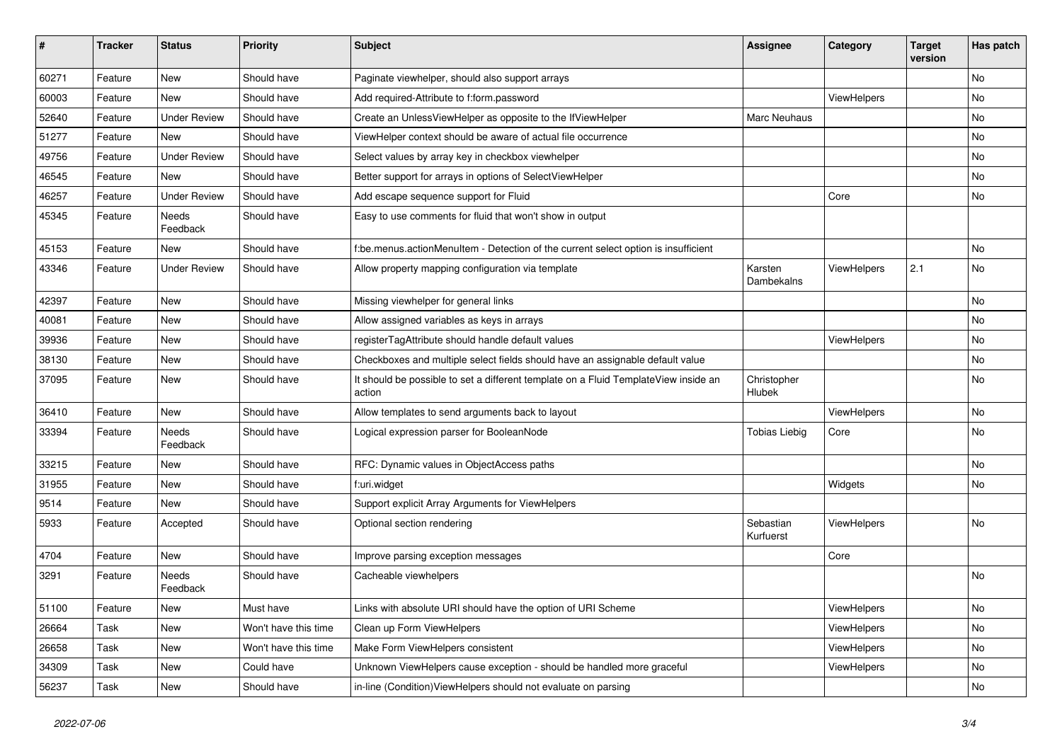| # | Tracker | Status | Priority | Subject | Assignee | Category | Target version | Has patch |
|---|---|---|---|---|---|---|---|---|
| 60271 | Feature | New | Should have | Paginate viewhelper, should also support arrays | | | | No |
| 60003 | Feature | New | Should have | Add required-Attribute to f:form.password | | ViewHelpers | | No |
| 52640 | Feature | Under Review | Should have | Create an UnlessViewHelper as opposite to the IfViewHelper | Marc Neuhaus | | | No |
| 51277 | Feature | New | Should have | ViewHelper context should be aware of actual file occurrence | | | | No |
| 49756 | Feature | Under Review | Should have | Select values by array key in checkbox viewhelper | | | | No |
| 46545 | Feature | New | Should have | Better support for arrays in options of SelectViewHelper | | | | No |
| 46257 | Feature | Under Review | Should have | Add escape sequence support for Fluid | | Core | | No |
| 45345 | Feature | Needs Feedback | Should have | Easy to use comments for fluid that won't show in output | | | | |
| 45153 | Feature | New | Should have | f:be.menus.actionMenuItem - Detection of the current select option is insufficient | | | | No |
| 43346 | Feature | Under Review | Should have | Allow property mapping configuration via template | Karsten Dambekalns | ViewHelpers | 2.1 | No |
| 42397 | Feature | New | Should have | Missing viewhelper for general links | | | | No |
| 40081 | Feature | New | Should have | Allow assigned variables as keys in arrays | | | | No |
| 39936 | Feature | New | Should have | registerTagAttribute should handle default values | | ViewHelpers | | No |
| 38130 | Feature | New | Should have | Checkboxes and multiple select fields should have an assignable default value | | | | No |
| 37095 | Feature | New | Should have | It should be possible to set a different template on a Fluid TemplateView inside an action | Christopher Hlubek | | | No |
| 36410 | Feature | New | Should have | Allow templates to send arguments back to layout | | ViewHelpers | | No |
| 33394 | Feature | Needs Feedback | Should have | Logical expression parser for BooleanNode | Tobias Liebig | Core | | No |
| 33215 | Feature | New | Should have | RFC: Dynamic values in ObjectAccess paths | | | | No |
| 31955 | Feature | New | Should have | f:uri.widget | | Widgets | | No |
| 9514 | Feature | New | Should have | Support explicit Array Arguments for ViewHelpers | | | | |
| 5933 | Feature | Accepted | Should have | Optional section rendering | Sebastian Kurfuerst | ViewHelpers | | No |
| 4704 | Feature | New | Should have | Improve parsing exception messages | | Core | | |
| 3291 | Feature | Needs Feedback | Should have | Cacheable viewhelpers | | | | No |
| 51100 | Feature | New | Must have | Links with absolute URI should have the option of URI Scheme | | ViewHelpers | | No |
| 26664 | Task | New | Won't have this time | Clean up Form ViewHelpers | | ViewHelpers | | No |
| 26658 | Task | New | Won't have this time | Make Form ViewHelpers consistent | | ViewHelpers | | No |
| 34309 | Task | New | Could have | Unknown ViewHelpers cause exception - should be handled more graceful | | ViewHelpers | | No |
| 56237 | Task | New | Should have | in-line (Condition)ViewHelpers should not evaluate on parsing | | | | No |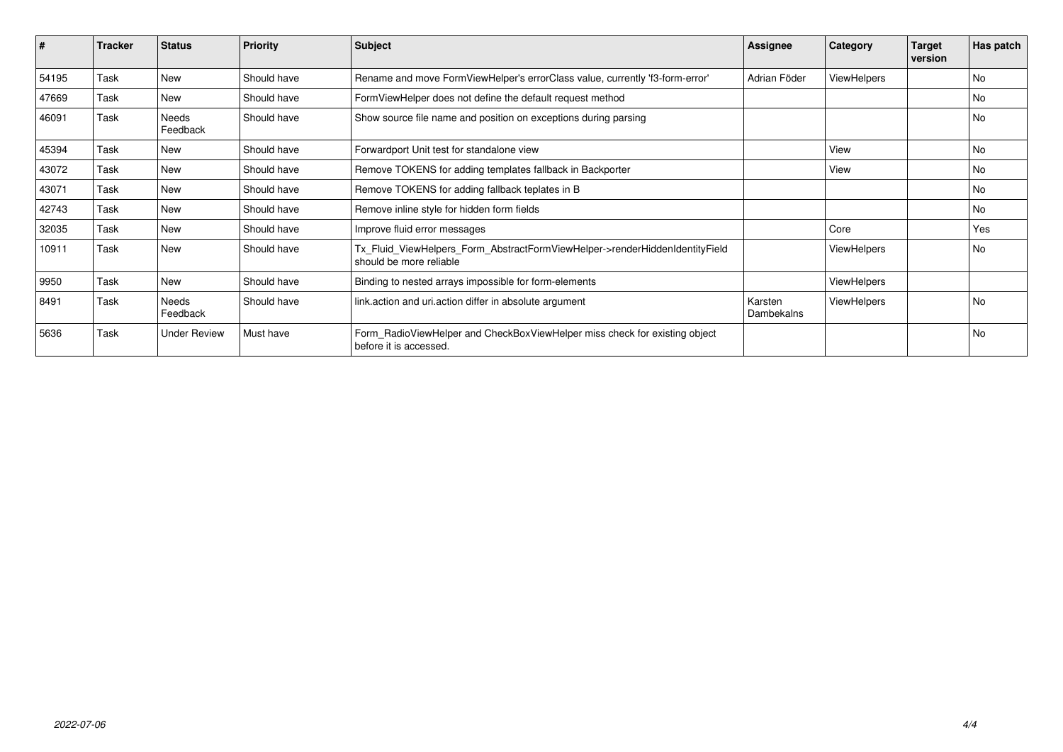| # | Tracker | Status | Priority | Subject | Assignee | Category | Target version | Has patch |
|---|---|---|---|---|---|---|---|---|
| 54195 | Task | New | Should have | Rename and move FormViewHelper's errorClass value, currently 'f3-form-error' | Adrian Föder | ViewHelpers | | No |
| 47669 | Task | New | Should have | FormViewHelper does not define the default request method | | | | No |
| 46091 | Task | Needs Feedback | Should have | Show source file name and position on exceptions during parsing | | | | No |
| 45394 | Task | New | Should have | Forwardport Unit test for standalone view | | View | | No |
| 43072 | Task | New | Should have | Remove TOKENS for adding templates fallback in Backporter | | View | | No |
| 43071 | Task | New | Should have | Remove TOKENS for adding fallback teplates in B | | | | No |
| 42743 | Task | New | Should have | Remove inline style for hidden form fields | | | | No |
| 32035 | Task | New | Should have | Improve fluid error messages | | Core | | Yes |
| 10911 | Task | New | Should have | Tx_Fluid_ViewHelpers_Form_AbstractFormViewHelper->renderHiddenIdentityField should be more reliable | | ViewHelpers | | No |
| 9950 | Task | New | Should have | Binding to nested arrays impossible for form-elements | | ViewHelpers | | |
| 8491 | Task | Needs Feedback | Should have | link.action and uri.action differ in absolute argument | Karsten Dambekalns | ViewHelpers | | No |
| 5636 | Task | Under Review | Must have | Form_RadioViewHelper and CheckBoxViewHelper miss check for existing object before it is accessed. | | | | No |